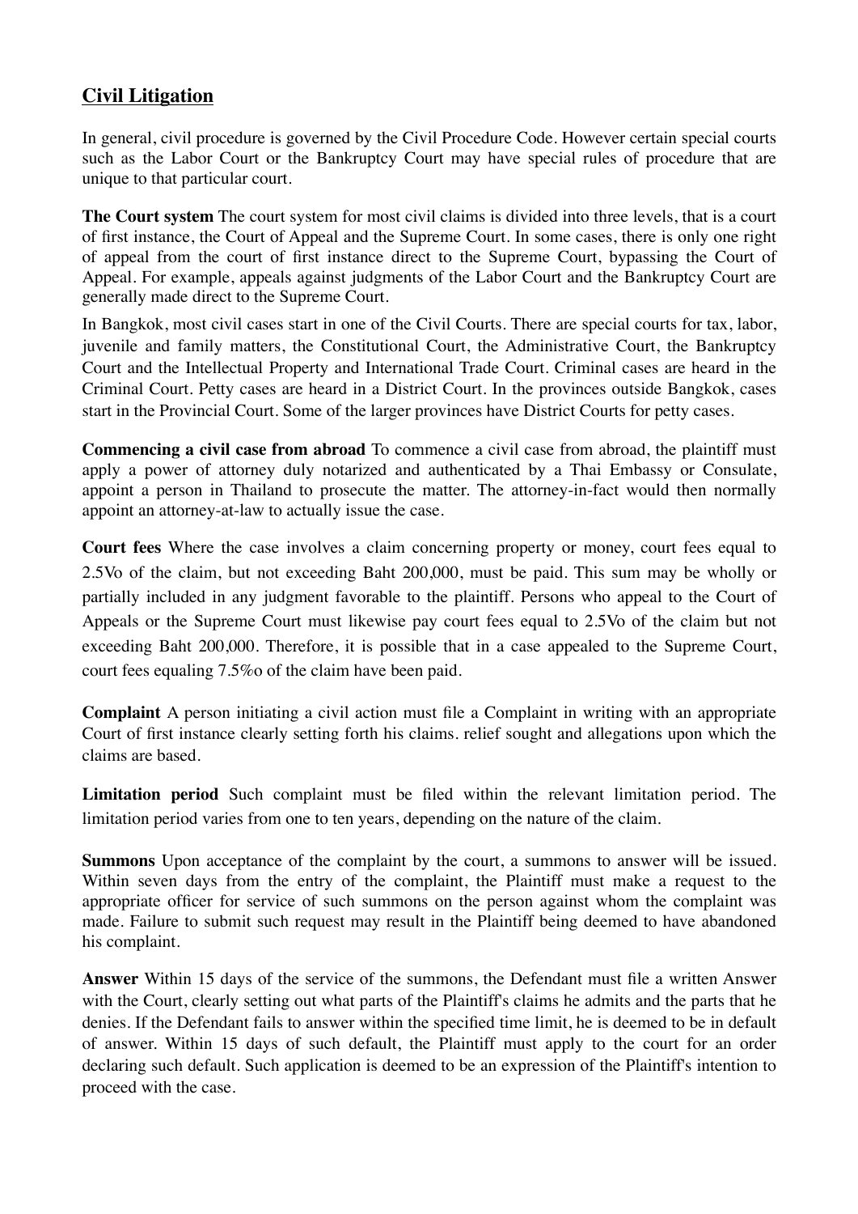## Civil Litigation

In general, civil procedure is governed by the Civil Procedure Code. However certain special courts such as the Labor Court or the Bankruptcy Court may have special rules of procedure that are unique to that particular court.

**The Court system** The court system for most civil claims is divided into three levels, that is a court of first instance, the Court of Appeal and the Supreme Court. In some cases, there is only one right of appeal from the court of first instance direct to the Supreme Court, bypassing the Court of Appeal. For example, appeals against judgments of the Labor Court and the Bankruptcy Court are generally made direct to the Supreme Court.

In Bangkok, most civil cases start in one of the Civil Courts. There are special courts for tax, labor, juvenile and family matters, the Constitutional Court, the Administrative Court, the Bankruptcy Court and the Intellectual Property and International Trade Court. Criminal cases are heard in the Criminal Court. Petty cases are heard in a District Court. In the provinces outside Bangkok, cases start in the Provincial Court. Some of the larger provinces have District Courts for petty cases.

**Commencing a civil case from abroad** To commence a civil case from abroad, the plaintiff must apply a power of attorney duly notarized and authenticated by a Thai Embassy or Consulate, appoint a person in Thailand to prosecute the matter. The attorney-in-fact would then normally appoint an attorney-at-law to actually issue the case.

**Court fees** Where the case involves a claim concerning property or money, court fees equal to 2.5Vo of the claim, but not exceeding Baht 200,000, must be paid. This sum may be wholly or partially included in any judgment favorable to the plaintiff. Persons who appeal to the Court of Appeals or the Supreme Court must likewise pay court fees equal to 2.5Vo of the claim but not exceeding Baht 200,000. Therefore, it is possible that in a case appealed to the Supreme Court, court fees equaling 7.5%o of the claim have been paid.

**Complaint** A person initiating a civil action must file a Complaint in writing with an appropriate Court of first instance clearly setting forth his claims. relief sought and allegations upon which the claims are based.

**Limitation period** Such complaint must be filed within the relevant limitation period. The limitation period varies from one to ten years, depending on the nature of the claim.

**Summons** Upon acceptance of the complaint by the court, a summons to answer will be issued. Within seven days from the entry of the complaint, the Plaintiff must make a request to the appropriate officer for service of such summons on the person against whom the complaint was made. Failure to submit such request may result in the Plaintiff being deemed to have abandoned his complaint.

**Answer** Within 15 days of the service of the summons, the Defendant must file a written Answer with the Court, clearly setting out what parts of the Plaintiff's claims he admits and the parts that he denies. If the Defendant fails to answer within the specified time limit, he is deemed to be in default of answer. Within 15 days of such default, the Plaintiff must apply to the court for an order declaring such default. Such application is deemed to be an expression of the Plaintiff's intention to proceed with the case.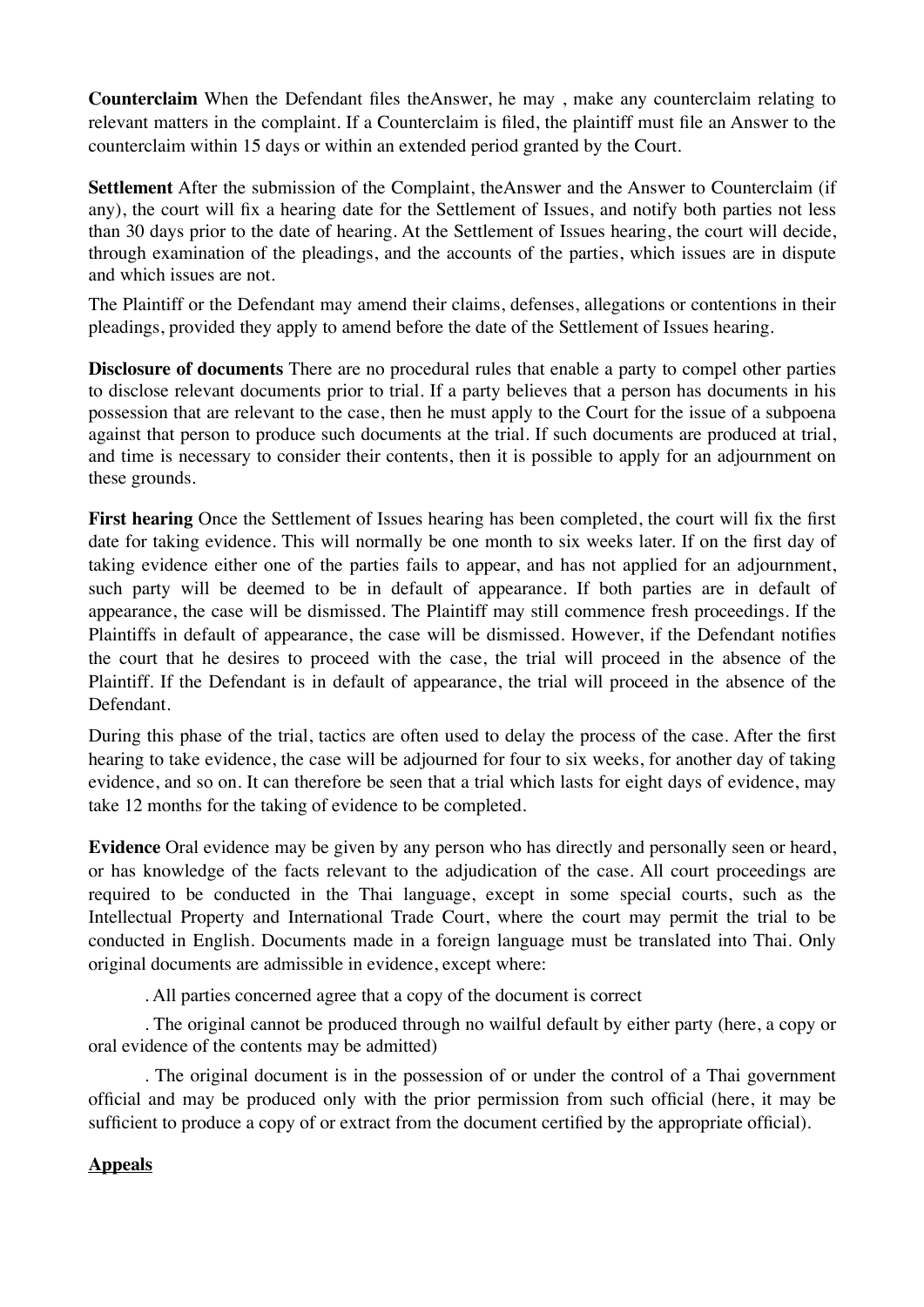**Counterclaim** When the Defendant files theAnswer, he may , make any counterclaim relating to relevant matters in the complaint. If a Counterclaim is filed, the plaintiff must file an Answer to the counterclaim within 15 days or within an extended period granted by the Court.

**Settlement** After the submission of the Complaint, theAnswer and the Answer to Counterclaim (if any), the court will fix a hearing date for the Settlement of Issues, and notify both parties not less than 30 days prior to the date of hearing. At the Settlement of Issues hearing, the court will decide, through examination of the pleadings, and the accounts of the parties, which issues are in dispute and which issues are not.

The Plaintiff or the Defendant may amend their claims, defenses, allegations or contentions in their pleadings, provided they apply to amend before the date of the Settlement of Issues hearing.

**Disclosure of documents** There are no procedural rules that enable a party to compel other parties to disclose relevant documents prior to trial. If a party believes that a person has documents in his possession that are relevant to the case, then he must apply to the Court for the issue of a subpoena against that person to produce such documents at the trial. If such documents are produced at trial, and time is necessary to consider their contents, then it is possible to apply for an adjournment on these grounds.

**First hearing** Once the Settlement of Issues hearing has been completed, the court will fix the first date for taking evidence. This will normally be one month to six weeks later. If on the first day of taking evidence either one of the parties fails to appear, and has not applied for an adjournment, such party will be deemed to be in default of appearance. If both parties are in default of appearance, the case will be dismissed. The Plaintiff may still commence fresh proceedings. If the Plaintiffs in default of appearance, the case will be dismissed. However, if the Defendant notifies the court that he desires to proceed with the case, the trial will proceed in the absence of the Plaintiff. If the Defendant is in default of appearance, the trial will proceed in the absence of the Defendant.

During this phase of the trial, tactics are often used to delay the process of the case. After the first hearing to take evidence, the case will be adjourned for four to six weeks, for another day of taking evidence, and so on. It can therefore be seen that a trial which lasts for eight days of evidence, may take 12 months for the taking of evidence to be completed.

**Evidence** Oral evidence may be given by any person who has directly and personally seen or heard, or has knowledge of the facts relevant to the adjudication of the case. All court proceedings are required to be conducted in the Thai language, except in some special courts, such as the Intellectual Property and International Trade Court, where the court may permit the trial to be conducted in English. Documents made in a foreign language must be translated into Thai. Only original documents are admissible in evidence, except where:

. All parties concerned agree that a copy of the document is correct

. The original cannot be produced through no wailful default by either party (here, a copy or oral evidence of the contents may be admitted)

. The original document is in the possession of or under the control of a Thai government official and may be produced only with the prior permission from such official (here, it may be sufficient to produce a copy of or extract from the document certified by the appropriate official).

## Appeals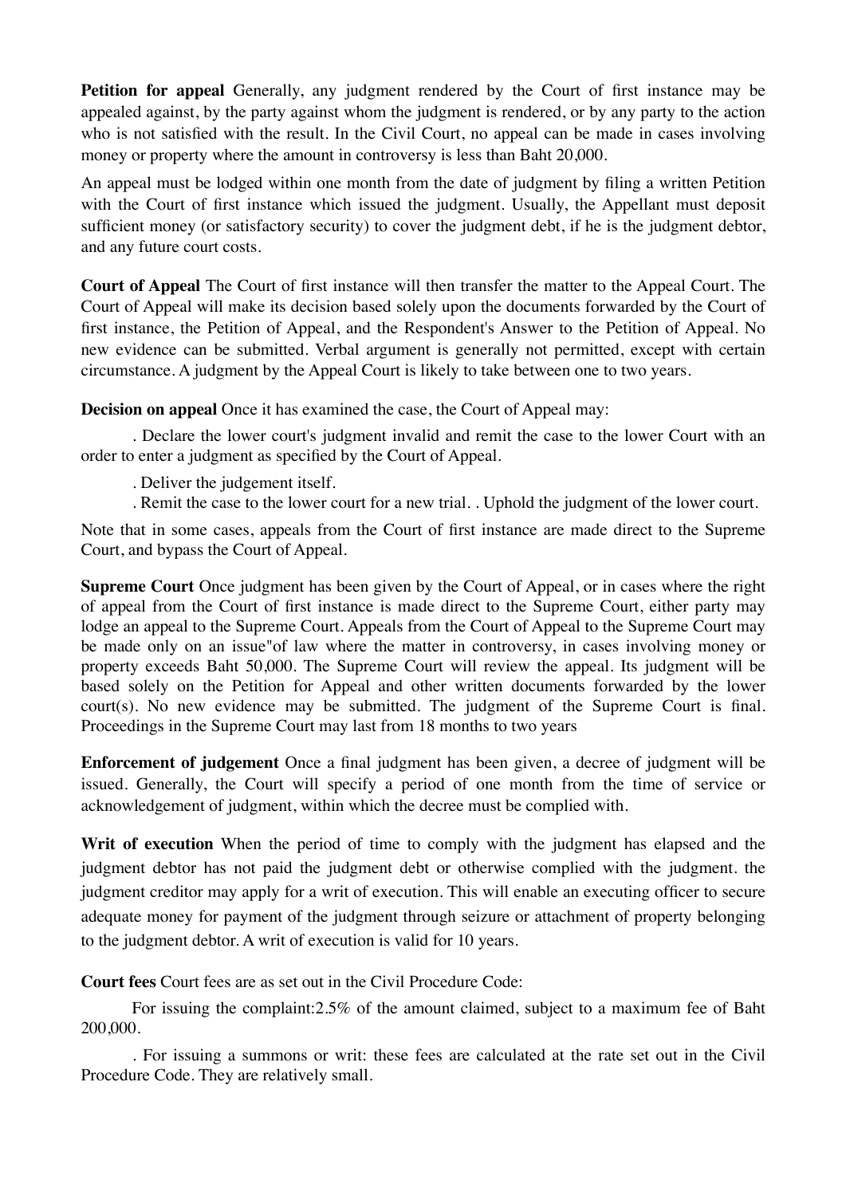**Petition for appeal** Generally, any judgment rendered by the Court of first instance may be appealed against, by the party against whom the judgment is rendered, or by any party to the action who is not satisfied with the result. In the Civil Court, no appeal can be made in cases involving money or property where the amount in controversy is less than Baht 20,000.

An appeal must be lodged within one month from the date of judgment by filing a written Petition with the Court of first instance which issued the judgment. Usually, the Appellant must deposit sufficient money (or satisfactory security) to cover the judgment debt, if he is the judgment debtor, and any future court costs.

**Court of Appeal** The Court of first instance will then transfer the matter to the Appeal Court. The Court of Appeal will make its decision based solely upon the documents forwarded by the Court of first instance, the Petition of Appeal, and the Respondent's Answer to the Petition of Appeal. No new evidence can be submitted. Verbal argument is generally not permitted, except with certain circumstance. A judgment by the Appeal Court is likely to take between one to two years.

**Decision on appeal** Once it has examined the case, the Court of Appeal may:

. Declare the lower court's judgment invalid and remit the case to the lower Court with an order to enter a judgment as specified by the Court of Appeal.

. Deliver the judgement itself.

. Remit the case to the lower court for a new trial. . Uphold the judgment of the lower court.

Note that in some cases, appeals from the Court of first instance are made direct to the Supreme Court, and bypass the Court of Appeal.

**Supreme Court** Once judgment has been given by the Court of Appeal, or in cases where the right of appeal from the Court of first instance is made direct to the Supreme Court, either party may lodge an appeal to the Supreme Court. Appeals from the Court of Appeal to the Supreme Court may be made only on an issue"of law where the matter in controversy, in cases involving money or property exceeds Baht 50,000. The Supreme Court will review the appeal. Its judgment will be based solely on the Petition for Appeal and other written documents forwarded by the lower court(s). No new evidence may be submitted. The judgment of the Supreme Court is final. Proceedings in the Supreme Court may last from 18 months to two years

**Enforcement of judgement** Once a final judgment has been given, a decree of judgment will be issued. Generally, the Court will specify a period of one month from the time of service or acknowledgement of judgment, within which the decree must be complied with.

**Writ of execution** When the period of time to comply with the judgment has elapsed and the judgment debtor has not paid the judgment debt or otherwise complied with the judgment. the judgment creditor may apply for a writ of execution. This will enable an executing officer to secure adequate money for payment of the judgment through seizure or attachment of property belonging to the judgment debtor. A writ of execution is valid for 10 years.

**Court fees** Court fees are as set out in the Civil Procedure Code:

For issuing the complaint:2.5% of the amount claimed, subject to a maximum fee of Baht 200,000.

. For issuing a summons or writ: these fees are calculated at the rate set out in the Civil Procedure Code. They are relatively small.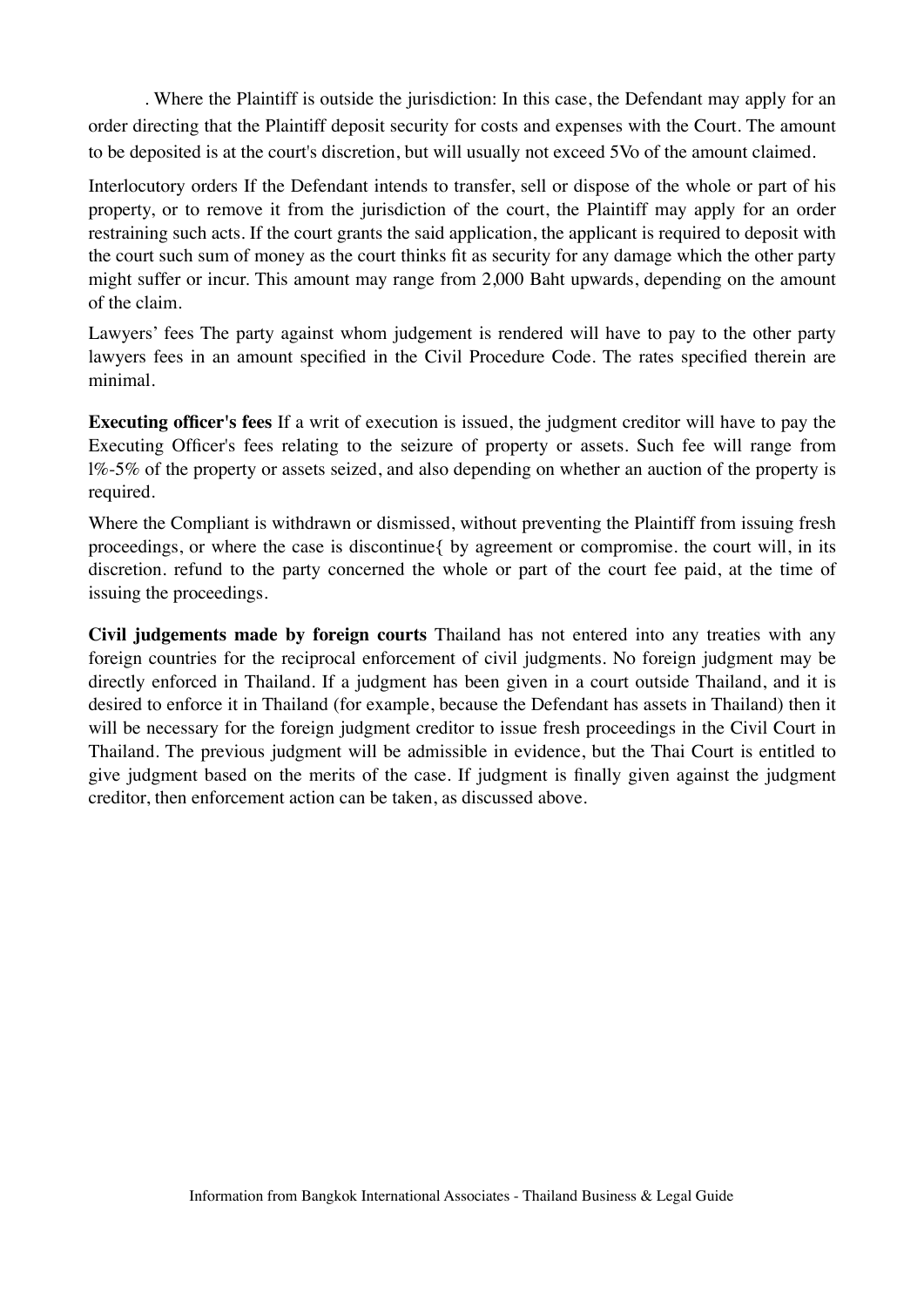. Where the Plaintiff is outside the jurisdiction: In this case, the Defendant may apply for an order directing that the Plaintiff deposit security for costs and expenses with the Court. The amount to be deposited is at the court's discretion, but will usually not exceed 5Vo of the amount claimed.

Interlocutory orders If the Defendant intends to transfer, sell or dispose of the whole or part of his property, or to remove it from the jurisdiction of the court, the Plaintiff may apply for an order restraining such acts. If the court grants the said application, the applicant is required to deposit with the court such sum of money as the court thinks fit as security for any damage which the other party might suffer or incur. This amount may range from 2,000 Baht upwards, depending on the amount of the claim.

Lawyers' fees The party against whom judgement is rendered will have to pay to the other party lawyers fees in an amount specified in the Civil Procedure Code. The rates specified therein are minimal.

**Executing officer's fees** If a writ of execution is issued, the judgment creditor will have to pay the Executing Officer's fees relating to the seizure of property or assets. Such fee will range from l%-5% of the property or assets seized, and also depending on whether an auction of the property is required.

Where the Compliant is withdrawn or dismissed, without preventing the Plaintiff from issuing fresh proceedings, or where the case is discontinue{ by agreement or compromise. the court will, in its discretion. refund to the party concerned the whole or part of the court fee paid, at the time of issuing the proceedings.

**Civil judgements made by foreign courts** Thailand has not entered into any treaties with any foreign countries for the reciprocal enforcement of civil judgments. No foreign judgment may be directly enforced in Thailand. If a judgment has been given in a court outside Thailand, and it is desired to enforce it in Thailand (for example, because the Defendant has assets in Thailand) then it will be necessary for the foreign judgment creditor to issue fresh proceedings in the Civil Court in Thailand. The previous judgment will be admissible in evidence, but the Thai Court is entitled to give judgment based on the merits of the case. If judgment is finally given against the judgment creditor, then enforcement action can be taken, as discussed above.